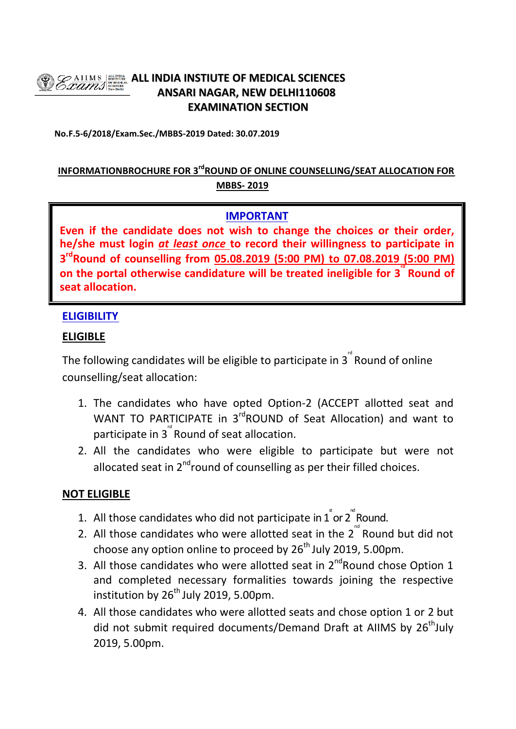# ALL INDIA INSTITUTE OF MEDICAL SCIENCES
## ANSARI NAGAR, NEW DELHI110608
## EXAMINATION SECTION

**No.F.5-6/2018/Exam.Sec./MBBS-2019 Dated: 30.07.2019**

**INFORMATIONBROCHURE FOR 3rdROUND OF ONLINE COUNSELLING/SEAT ALLOCATION FOR MBBS- 2019**

**IMPORTANT**

**Even if the candidate does not wish to change the choices or their order, he/she must login *at least once* to record their willingness to participate in 3rdRound of counselling from 05.08.2019 (5:00 PM) to 07.08.2019 (5:00 PM) on the portal otherwise candidature will be treated ineligible for 3rd Round of seat allocation.**

**ELIGIBILITY**

**ELIGIBLE**

The following candidates will be eligible to participate in 3rd Round of online counselling/seat allocation:

1. The candidates who have opted Option-2 (ACCEPT allotted seat and WANT TO PARTICIPATE in 3rdROUND of Seat Allocation) and want to participate in 3rd Round of seat allocation.
2. All the candidates who were eligible to participate but were not allocated seat in 2ndround of counselling as per their filled choices.

**NOT ELIGIBLE**

1. All those candidates who did not participate in 1st or 2nd Round.
2. All those candidates who were allotted seat in the 2nd Round but did not choose any option online to proceed by 26th July 2019, 5.00pm.
3. All those candidates who were allotted seat in 2ndRound chose Option 1 and completed necessary formalities towards joining the respective institution by 26th July 2019, 5.00pm.
4. All those candidates who were allotted seats and chose option 1 or 2 but did not submit required documents/Demand Draft at AIIMS by 26thJuly 2019, 5.00pm.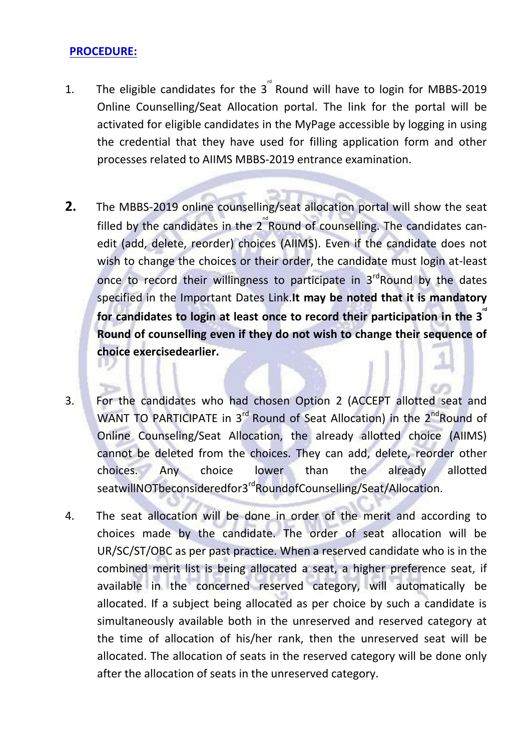**PROCEDURE:**

1. The eligible candidates for the 3rd Round will have to login for MBBS-2019 Online Counselling/Seat Allocation portal. The link for the portal will be activated for eligible candidates in the MyPage accessible by logging in using the credential that they have used for filling application form and other processes related to AIIMS MBBS-2019 entrance examination.

2. The MBBS-2019 online counselling/seat allocation portal will show the seat filled by the candidates in the 2nd Round of counselling. The candidates can-edit (add, delete, reorder) choices (AIIMS). Even if the candidate does not wish to change the choices or their order, the candidate must login at-least once to record their willingness to participate in 3rdRound by the dates specified in the Important Dates Link.**It may be noted that it is mandatory for candidates to login at least once to record their participation in the 3rd Round of counselling even if they do not wish to change their sequence of choice exercisedearlier.**

3. For the candidates who had chosen Option 2 (ACCEPT allotted seat and WANT TO PARTICIPATE in 3rd Round of Seat Allocation) in the 2ndRound of Online Counseling/Seat Allocation, the already allotted choice (AIIMS) cannot be deleted from the choices. They can add, delete, reorder other choices. Any choice lower than the already allotted seatwillNOTbeconsideredfor3rdRoundofCounselling/Seat/Allocation.

4. The seat allocation will be done in order of the merit and according to choices made by the candidate. The order of seat allocation will be UR/SC/ST/OBC as per past practice. When a reserved candidate who is in the combined merit list is being allocated a seat, a higher preference seat, if available in the concerned reserved category, will automatically be allocated. If a subject being allocated as per choice by such a candidate is simultaneously available both in the unreserved and reserved category at the time of allocation of his/her rank, then the unreserved seat will be allocated. The allocation of seats in the reserved category will be done only after the allocation of seats in the unreserved category.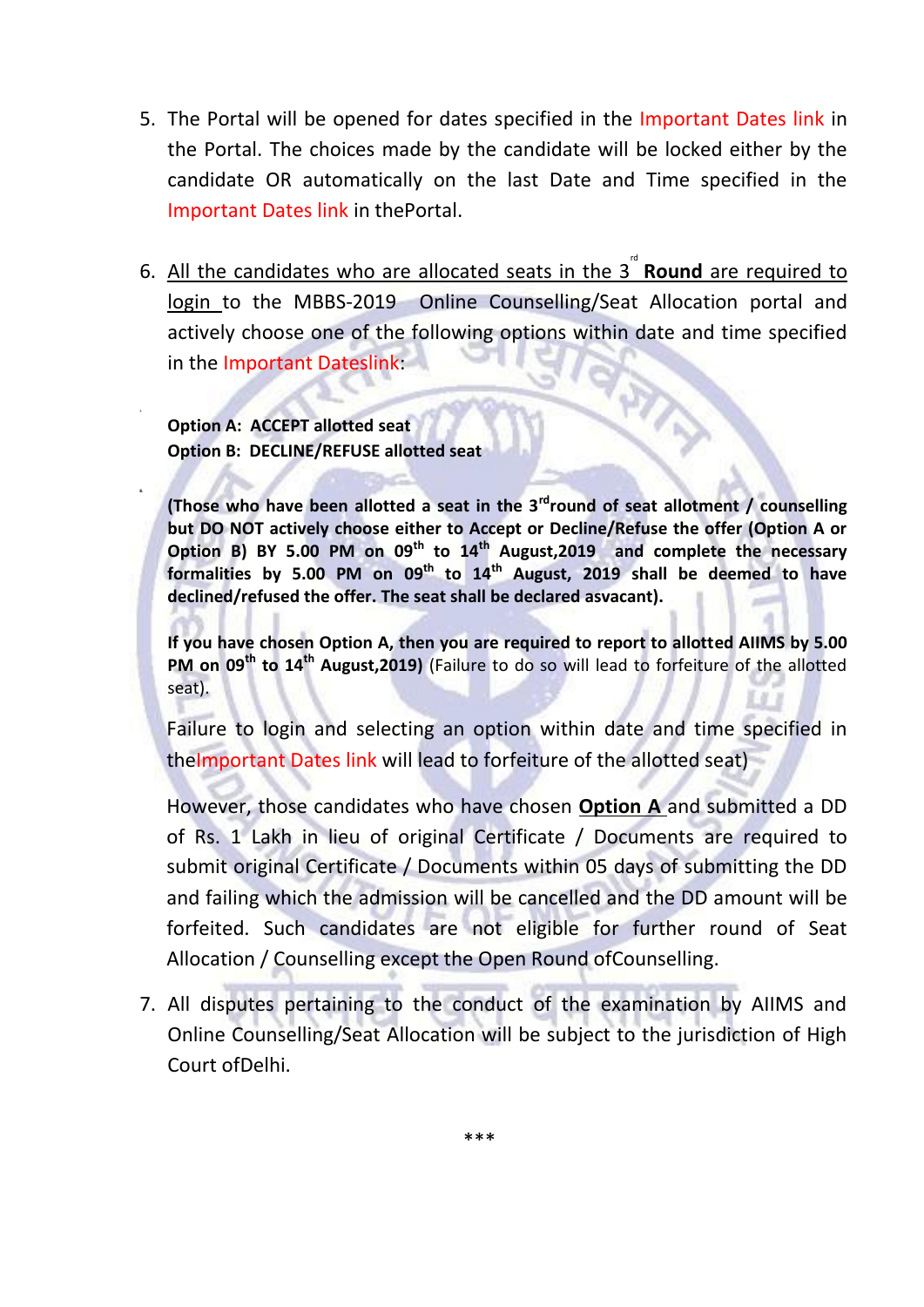5. The Portal will be opened for dates specified in the Important Dates link in the Portal. The choices made by the candidate will be locked either by the candidate OR automatically on the last Date and Time specified in the Important Dates link in thePortal.

6. All the candidates who are allocated seats in the 3rd **Round** are required to login to the MBBS-2019 Online Counselling/Seat Allocation portal and actively choose one of the following options within date and time specified in the Important Dateslink:

   **Option A: ACCEPT allotted seat**
   **Option B: DECLINE/REFUSE allotted seat**

   **(Those who have been allotted a seat in the 3rd round of seat allotment / counselling but DO NOT actively choose either to Accept or Decline/Refuse the offer (Option A or Option B) BY 5.00 PM on 09th to 14th August,2019 and complete the necessary formalities by 5.00 PM on 09th to 14th August, 2019 shall be deemed to have declined/refused the offer. The seat shall be declared asvacant).**

   **If you have chosen Option A, then you are required to report to allotted AIIMS by 5.00 PM on 09th to 14th August,2019)** (Failure to do so will lead to forfeiture of the allotted seat).

   Failure to login and selecting an option within date and time specified in theImportant Dates link will lead to forfeiture of the allotted seat)

   However, those candidates who have chosen **Option A** and submitted a DD of Rs. 1 Lakh in lieu of original Certificate / Documents are required to submit original Certificate / Documents within 05 days of submitting the DD and failing which the admission will be cancelled and the DD amount will be forfeited. Such candidates are not eligible for further round of Seat Allocation / Counselling except the Open Round ofCounselling.

7. All disputes pertaining to the conduct of the examination by AIIMS and Online Counselling/Seat Allocation will be subject to the jurisdiction of High Court ofDelhi.

***